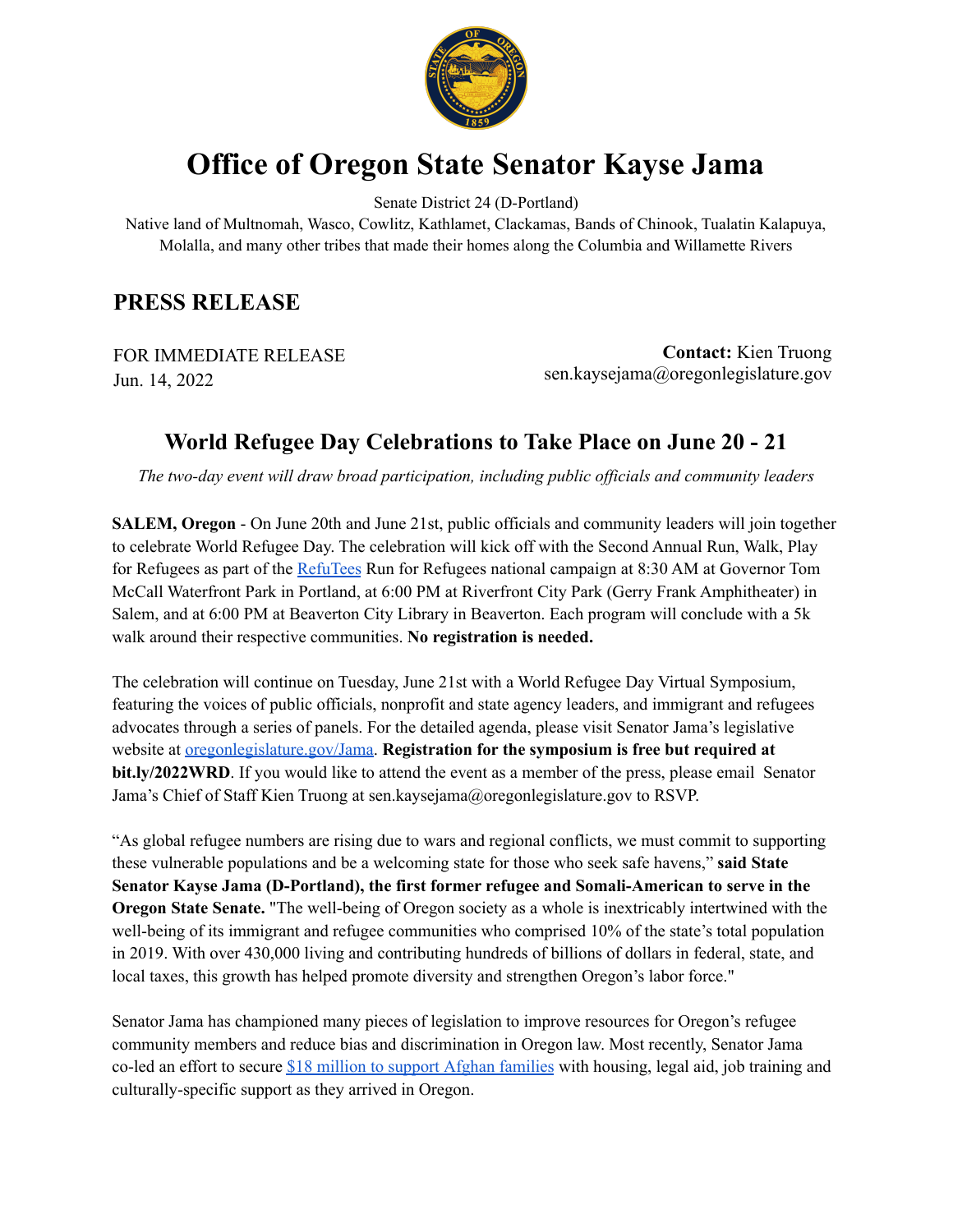# Office of Oregon State Senator Kayse Jama

Senate District 24 (D-Portland)

Native land of Multnomah, Wasco, Cowlitz, Kathlamet, Clackamas, Bands of Chinook, Tualatin Kalapuya, Molalla, and many other tribes that made their homes along the Columbia and Willamette Rivers

## PRESS RELEASE

FOR IMMEDIATE RELEASE
Jun. 14, 2022

**Contact:** Kien Truong
sen.kaysejama@oregonlegislature.gov

### World Refugee Day Celebrations to Take Place on June 20 - 21

*The two-day event will draw broad participation, including public officials and community leaders*

**SALEM, Oregon** - On June 20th and June 21st, public officials and community leaders will join together to celebrate World Refugee Day. The celebration will kick off with the Second Annual Run, Walk, Play for Refugees as part of the RefuTees Run for Refugees national campaign at 8:30 AM at Governor Tom McCall Waterfront Park in Portland, at 6:00 PM at Riverfront City Park (Gerry Frank Amphitheater) in Salem, and at 6:00 PM at Beaverton City Library in Beaverton. Each program will conclude with a 5k walk around their respective communities. **No registration is needed.**

The celebration will continue on Tuesday, June 21st with a World Refugee Day Virtual Symposium, featuring the voices of public officials, nonprofit and state agency leaders, and immigrant and refugees advocates through a series of panels. For the detailed agenda, please visit Senator Jama's legislative website at oregonlegislature.gov/Jama. **Registration for the symposium is free but required at bit.ly/2022WRD**. If you would like to attend the event as a member of the press, please email Senator Jama's Chief of Staff Kien Truong at sen.kaysejama@oregonlegislature.gov to RSVP.

"As global refugee numbers are rising due to wars and regional conflicts, we must commit to supporting these vulnerable populations and be a welcoming state for those who seek safe havens," **said State Senator Kayse Jama (D-Portland), the first former refugee and Somali-American to serve in the Oregon State Senate.** "The well-being of Oregon society as a whole is inextricably intertwined with the well-being of its immigrant and refugee communities who comprised 10% of the state's total population in 2019. With over 430,000 living and contributing hundreds of billions of dollars in federal, state, and local taxes, this growth has helped promote diversity and strengthen Oregon's labor force."

Senator Jama has championed many pieces of legislation to improve resources for Oregon's refugee community members and reduce bias and discrimination in Oregon law. Most recently, Senator Jama co-led an effort to secure $18 million to support Afghan families with housing, legal aid, job training and culturally-specific support as they arrived in Oregon.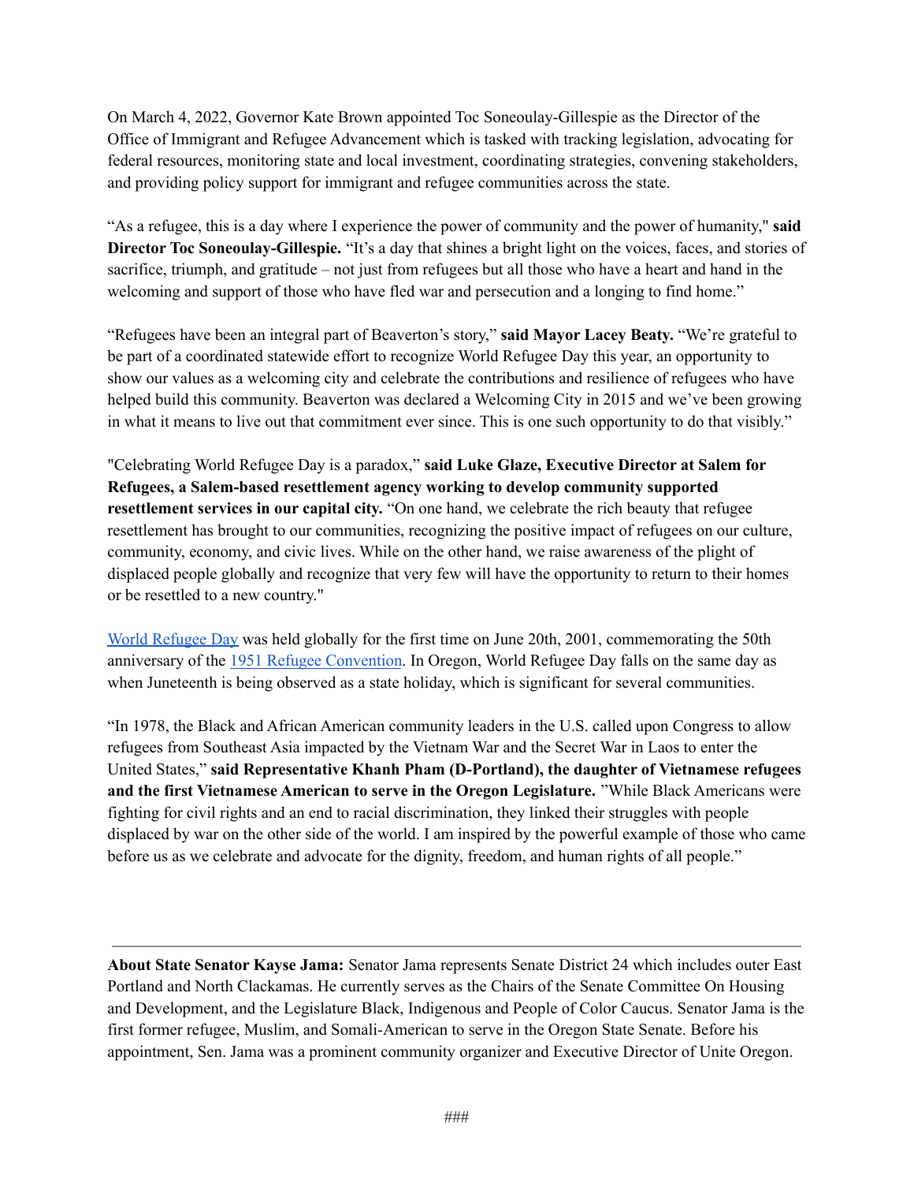On March 4, 2022, Governor Kate Brown appointed Toc Soneoulay-Gillespie as the Director of the Office of Immigrant and Refugee Advancement which is tasked with tracking legislation, advocating for federal resources, monitoring state and local investment, coordinating strategies, convening stakeholders, and providing policy support for immigrant and refugee communities across the state.

"As a refugee, this is a day where I experience the power of community and the power of humanity," **said Director Toc Soneoulay-Gillespie.** "It's a day that shines a bright light on the voices, faces, and stories of sacrifice, triumph, and gratitude – not just from refugees but all those who have a heart and hand in the welcoming and support of those who have fled war and persecution and a longing to find home."

"Refugees have been an integral part of Beaverton's story," **said Mayor Lacey Beaty.** "We're grateful to be part of a coordinated statewide effort to recognize World Refugee Day this year, an opportunity to show our values as a welcoming city and celebrate the contributions and resilience of refugees who have helped build this community. Beaverton was declared a Welcoming City in 2015 and we've been growing in what it means to live out that commitment ever since. This is one such opportunity to do that visibly."

"Celebrating World Refugee Day is a paradox," **said Luke Glaze, Executive Director at Salem for Refugees, a Salem-based resettlement agency working to develop community supported resettlement services in our capital city.** "On one hand, we celebrate the rich beauty that refugee resettlement has brought to our communities, recognizing the positive impact of refugees on our culture, community, economy, and civic lives. While on the other hand, we raise awareness of the plight of displaced people globally and recognize that very few will have the opportunity to return to their homes or be resettled to a new country."

[World Refugee Day] was held globally for the first time on June 20th, 2001, commemorating the 50th anniversary of the [1951 Refugee Convention]. In Oregon, World Refugee Day falls on the same day as when Juneteenth is being observed as a state holiday, which is significant for several communities.

"In 1978, the Black and African American community leaders in the U.S. called upon Congress to allow refugees from Southeast Asia impacted by the Vietnam War and the Secret War in Laos to enter the United States," **said Representative Khanh Pham (D-Portland), the daughter of Vietnamese refugees and the first Vietnamese American to serve in the Oregon Legislature.** "While Black Americans were fighting for civil rights and an end to racial discrimination, they linked their struggles with people displaced by war on the other side of the world. I am inspired by the powerful example of those who came before us as we celebrate and advocate for the dignity, freedom, and human rights of all people."

---

**About State Senator Kayse Jama:** Senator Jama represents Senate District 24 which includes outer East Portland and North Clackamas. He currently serves as the Chairs of the Senate Committee On Housing and Development, and the Legislature Black, Indigenous and People of Color Caucus. Senator Jama is the first former refugee, Muslim, and Somali-American to serve in the Oregon State Senate. Before his appointment, Sen. Jama was a prominent community organizer and Executive Director of Unite Oregon.

###